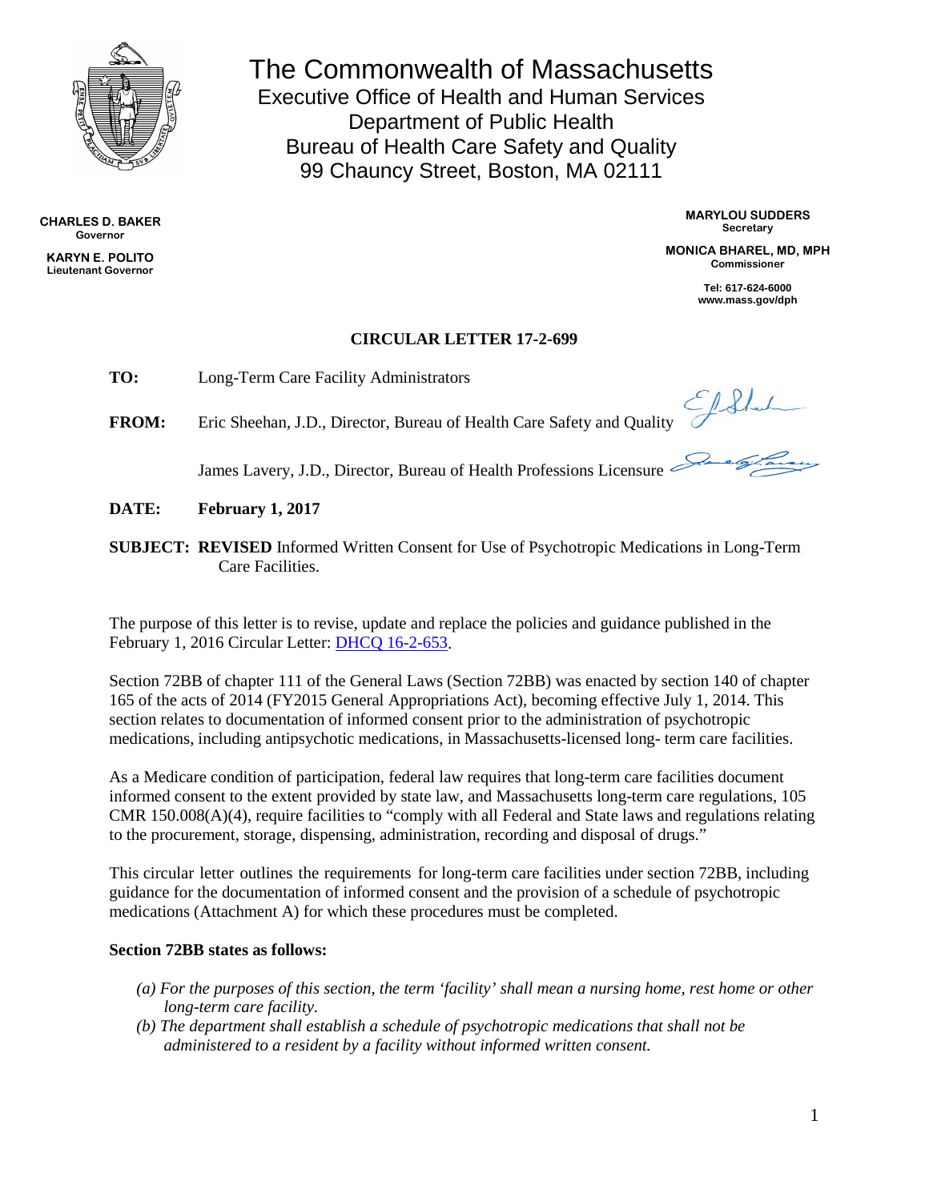# The Commonwealth of Massachusetts
## Executive Office of Health and Human Services
## Department of Public Health
## Bureau of Health Care Safety and Quality
## 99 Chauncy Street, Boston, MA 02111

**CHARLES D. BAKER**
Governor

**KARYN E. POLITO**
Lieutenant Governor

**MARYLOU SUDDERS**
Secretary

**MONICA BHAREL, MD, MPH**
Commissioner

Tel: 617-624-6000
www.mass.gov/dph

**CIRCULAR LETTER 17-2-699**

**TO:** Long-Term Care Facility Administrators

**FROM:** Eric Sheehan, J.D., Director, Bureau of Health Care Safety and Quality

James Lavery, J.D., Director, Bureau of Health Professions Licensure

**DATE:** **February 1, 2017**

**SUBJECT:** **REVISED** Informed Written Consent for Use of Psychotropic Medications in Long-Term Care Facilities.

The purpose of this letter is to revise, update and replace the policies and guidance published in the February 1, 2016 Circular Letter: DHCQ 16-2-653.

Section 72BB of chapter 111 of the General Laws (Section 72BB) was enacted by section 140 of chapter 165 of the acts of 2014 (FY2015 General Appropriations Act), becoming effective July 1, 2014. This section relates to documentation of informed consent prior to the administration of psychotropic medications, including antipsychotic medications, in Massachusetts-licensed long- term care facilities.

As a Medicare condition of participation, federal law requires that long-term care facilities document informed consent to the extent provided by state law, and Massachusetts long-term care regulations, 105 CMR 150.008(A)(4), require facilities to "comply with all Federal and State laws and regulations relating to the procurement, storage, dispensing, administration, recording and disposal of drugs."

This circular letter outlines the requirements for long-term care facilities under section 72BB, including guidance for the documentation of informed consent and the provision of a schedule of psychotropic medications (Attachment A) for which these procedures must be completed.

**Section 72BB states as follows:**

*(a) For the purposes of this section, the term 'facility' shall mean a nursing home, rest home or other long-term care facility.*

*(b) The department shall establish a schedule of psychotropic medications that shall not be administered to a resident by a facility without informed written consent.*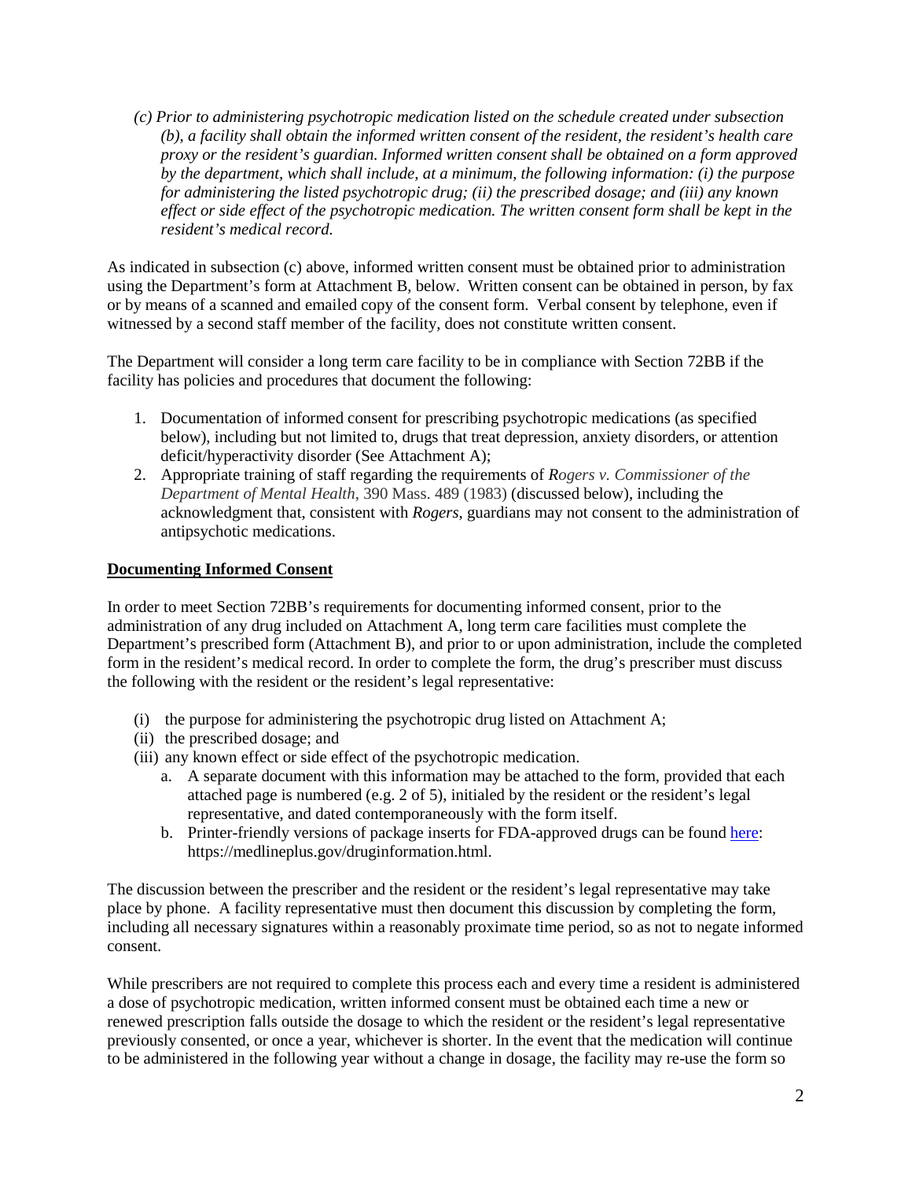*(c) Prior to administering psychotropic medication listed on the schedule created under subsection (b), a facility shall obtain the informed written consent of the resident, the resident's health care proxy or the resident's guardian. Informed written consent shall be obtained on a form approved by the department, which shall include, at a minimum, the following information: (i) the purpose for administering the listed psychotropic drug; (ii) the prescribed dosage; and (iii) any known effect or side effect of the psychotropic medication. The written consent form shall be kept in the resident's medical record.*

As indicated in subsection (c) above, informed written consent must be obtained prior to administration using the Department's form at Attachment B, below. Written consent can be obtained in person, by fax or by means of a scanned and emailed copy of the consent form. Verbal consent by telephone, even if witnessed by a second staff member of the facility, does not constitute written consent.

The Department will consider a long term care facility to be in compliance with Section 72BB if the facility has policies and procedures that document the following:

1. Documentation of informed consent for prescribing psychotropic medications (as specified below), including but not limited to, drugs that treat depression, anxiety disorders, or attention deficit/hyperactivity disorder (See Attachment A);
2. Appropriate training of staff regarding the requirements of *Rogers v. Commissioner of the Department of Mental Health*, 390 Mass. 489 (1983) (discussed below), including the acknowledgment that, consistent with *Rogers*, guardians may not consent to the administration of antipsychotic medications.

**Documenting Informed Consent**

In order to meet Section 72BB's requirements for documenting informed consent, prior to the administration of any drug included on Attachment A, long term care facilities must complete the Department's prescribed form (Attachment B), and prior to or upon administration, include the completed form in the resident's medical record. In order to complete the form, the drug's prescriber must discuss the following with the resident or the resident's legal representative:

(i) the purpose for administering the psychotropic drug listed on Attachment A;
(ii) the prescribed dosage; and
(iii) any known effect or side effect of the psychotropic medication.
   a. A separate document with this information may be attached to the form, provided that each attached page is numbered (e.g. 2 of 5), initialed by the resident or the resident's legal representative, and dated contemporaneously with the form itself.
   b. Printer-friendly versions of package inserts for FDA-approved drugs can be found here: https://medlineplus.gov/druginformation.html.

The discussion between the prescriber and the resident or the resident's legal representative may take place by phone. A facility representative must then document this discussion by completing the form, including all necessary signatures within a reasonably proximate time period, so as not to negate informed consent.

While prescribers are not required to complete this process each and every time a resident is administered a dose of psychotropic medication, written informed consent must be obtained each time a new or renewed prescription falls outside the dosage to which the resident or the resident's legal representative previously consented, or once a year, whichever is shorter. In the event that the medication will continue to be administered in the following year without a change in dosage, the facility may re-use the form so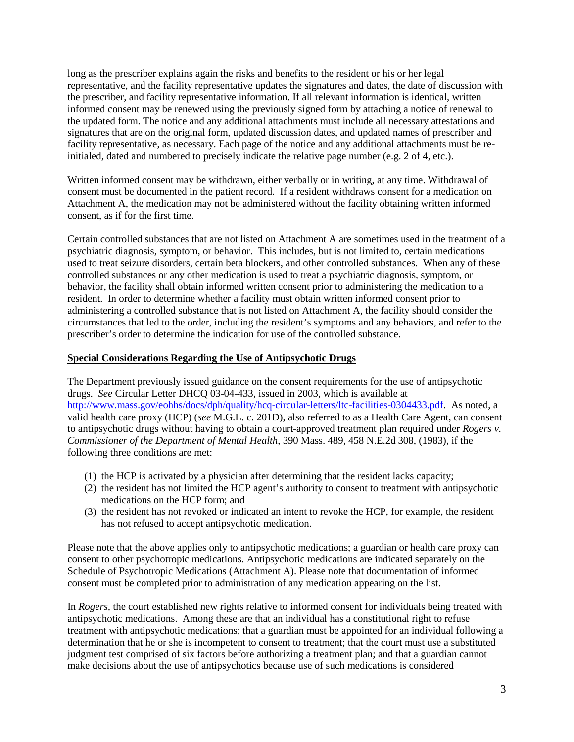long as the prescriber explains again the risks and benefits to the resident or his or her legal representative, and the facility representative updates the signatures and dates, the date of discussion with the prescriber, and facility representative information. If all relevant information is identical, written informed consent may be renewed using the previously signed form by attaching a notice of renewal to the updated form. The notice and any additional attachments must include all necessary attestations and signatures that are on the original form, updated discussion dates, and updated names of prescriber and facility representative, as necessary. Each page of the notice and any additional attachments must be re-initialed, dated and numbered to precisely indicate the relative page number (e.g. 2 of 4, etc.).

Written informed consent may be withdrawn, either verbally or in writing, at any time. Withdrawal of consent must be documented in the patient record. If a resident withdraws consent for a medication on Attachment A, the medication may not be administered without the facility obtaining written informed consent, as if for the first time.

Certain controlled substances that are not listed on Attachment A are sometimes used in the treatment of a psychiatric diagnosis, symptom, or behavior. This includes, but is not limited to, certain medications used to treat seizure disorders, certain beta blockers, and other controlled substances. When any of these controlled substances or any other medication is used to treat a psychiatric diagnosis, symptom, or behavior, the facility shall obtain informed written consent prior to administering the medication to a resident. In order to determine whether a facility must obtain written informed consent prior to administering a controlled substance that is not listed on Attachment A, the facility should consider the circumstances that led to the order, including the resident's symptoms and any behaviors, and refer to the prescriber's order to determine the indication for use of the controlled substance.

## Special Considerations Regarding the Use of Antipsychotic Drugs

The Department previously issued guidance on the consent requirements for the use of antipsychotic drugs. *See* Circular Letter DHCQ 03-04-433, issued in 2003, which is available at http://www.mass.gov/eohhs/docs/dph/quality/hcq-circular-letters/ltc-facilities-0304433.pdf. As noted, a valid health care proxy (HCP) (*see* M.G.L. c. 201D), also referred to as a Health Care Agent, can consent to antipsychotic drugs without having to obtain a court-approved treatment plan required under *Rogers v. Commissioner of the Department of Mental Health*, 390 Mass. 489, 458 N.E.2d 308, (1983), if the following three conditions are met:

1. the HCP is activated by a physician after determining that the resident lacks capacity;
2. the resident has not limited the HCP agent's authority to consent to treatment with antipsychotic medications on the HCP form; and
3. the resident has not revoked or indicated an intent to revoke the HCP, for example, the resident has not refused to accept antipsychotic medication.

Please note that the above applies only to antipsychotic medications; a guardian or health care proxy can consent to other psychotropic medications. Antipsychotic medications are indicated separately on the Schedule of Psychotropic Medications (Attachment A). Please note that documentation of informed consent must be completed prior to administration of any medication appearing on the list.

In *Rogers*, the court established new rights relative to informed consent for individuals being treated with antipsychotic medications. Among these are that an individual has a constitutional right to refuse treatment with antipsychotic medications; that a guardian must be appointed for an individual following a determination that he or she is incompetent to consent to treatment; that the court must use a substituted judgment test comprised of six factors before authorizing a treatment plan; and that a guardian cannot make decisions about the use of antipsychotics because use of such medications is considered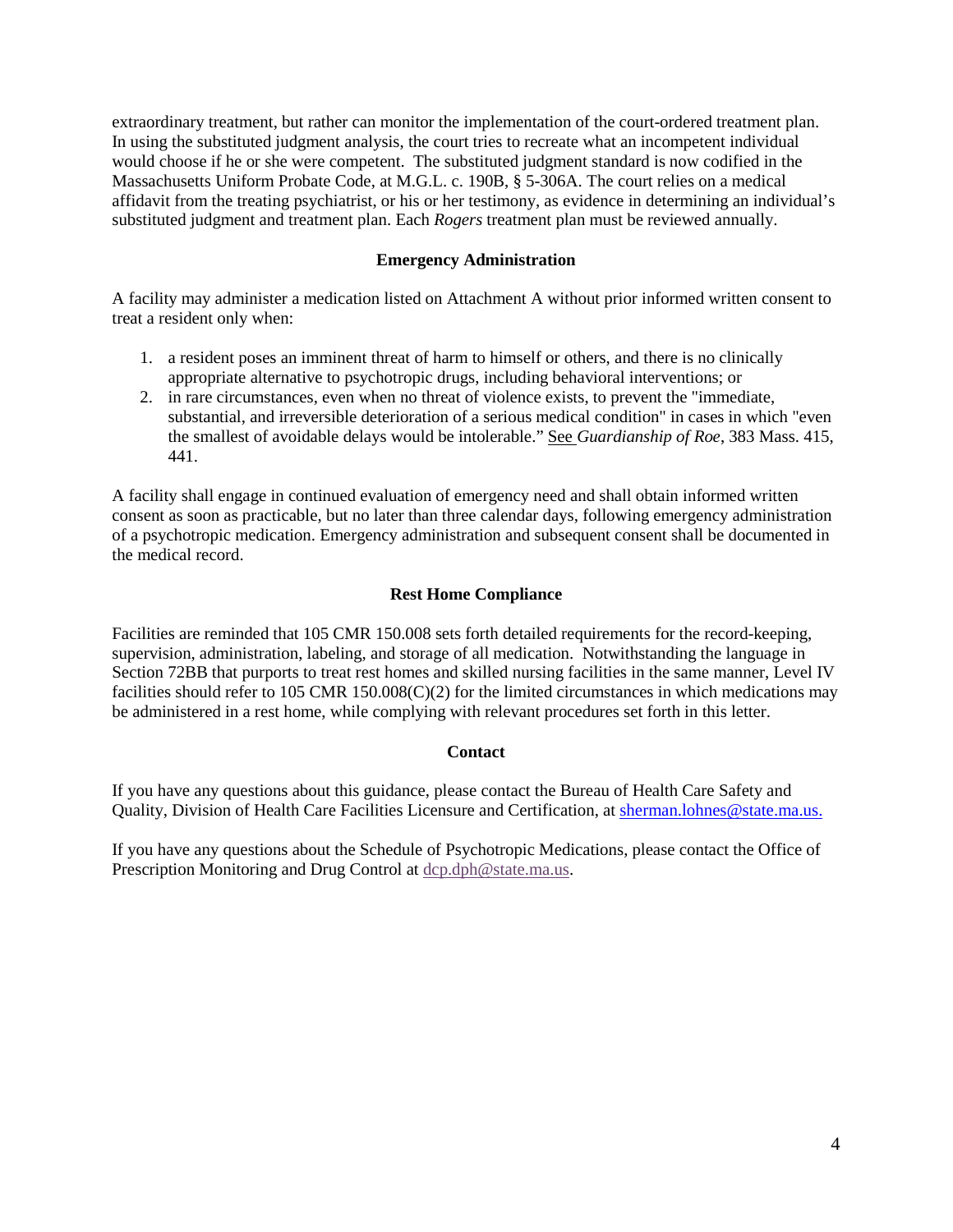extraordinary treatment, but rather can monitor the implementation of the court-ordered treatment plan. In using the substituted judgment analysis, the court tries to recreate what an incompetent individual would choose if he or she were competent. The substituted judgment standard is now codified in the Massachusetts Uniform Probate Code, at M.G.L. c. 190B, § 5-306A. The court relies on a medical affidavit from the treating psychiatrist, or his or her testimony, as evidence in determining an individual's substituted judgment and treatment plan. Each *Rogers* treatment plan must be reviewed annually.

**Emergency Administration**

A facility may administer a medication listed on Attachment A without prior informed written consent to treat a resident only when:

1. a resident poses an imminent threat of harm to himself or others, and there is no clinically appropriate alternative to psychotropic drugs, including behavioral interventions; or
2. in rare circumstances, even when no threat of violence exists, to prevent the "immediate, substantial, and irreversible deterioration of a serious medical condition" in cases in which "even the smallest of avoidable delays would be intolerable." See *Guardianship of Roe*, 383 Mass. 415, 441.

A facility shall engage in continued evaluation of emergency need and shall obtain informed written consent as soon as practicable, but no later than three calendar days, following emergency administration of a psychotropic medication. Emergency administration and subsequent consent shall be documented in the medical record.

**Rest Home Compliance**

Facilities are reminded that 105 CMR 150.008 sets forth detailed requirements for the record-keeping, supervision, administration, labeling, and storage of all medication. Notwithstanding the language in Section 72BB that purports to treat rest homes and skilled nursing facilities in the same manner, Level IV facilities should refer to 105 CMR 150.008(C)(2) for the limited circumstances in which medications may be administered in a rest home, while complying with relevant procedures set forth in this letter.

**Contact**

If you have any questions about this guidance, please contact the Bureau of Health Care Safety and Quality, Division of Health Care Facilities Licensure and Certification, at sherman.lohnes@state.ma.us.

If you have any questions about the Schedule of Psychotropic Medications, please contact the Office of Prescription Monitoring and Drug Control at dcp.dph@state.ma.us.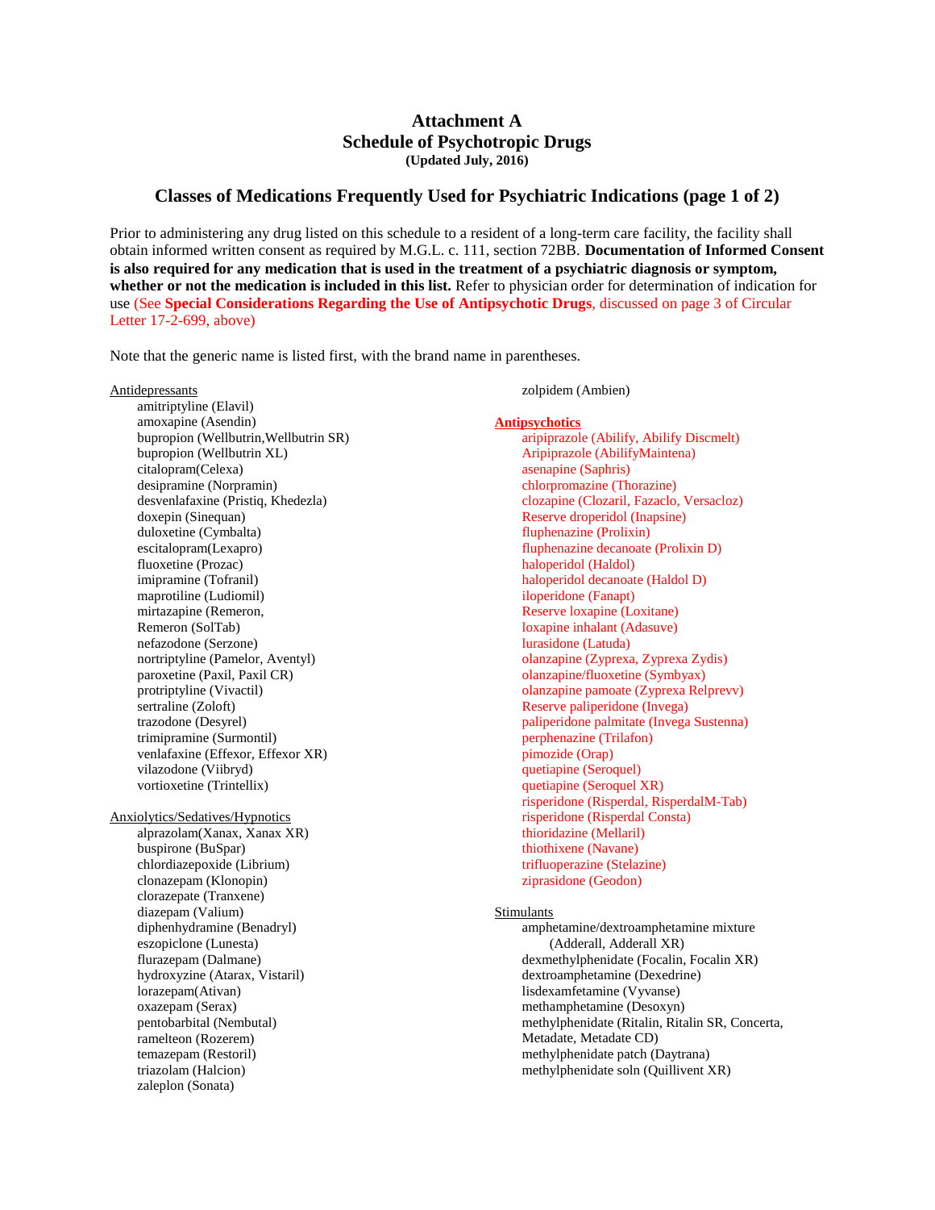# Attachment A
# Schedule of Psychotropic Drugs
**(Updated July, 2016)**

## Classes of Medications Frequently Used for Psychiatric Indications (page 1 of 2)

Prior to administering any drug listed on this schedule to a resident of a long-term care facility, the facility shall obtain informed written consent as required by M.G.L. c. 111, section 72BB. **Documentation of Informed Consent is also required for any medication that is used in the treatment of a psychiatric diagnosis or symptom, whether or not the medication is included in this list.** Refer to physician order for determination of indication for use (See **Special Considerations Regarding the Use of Antipsychotic Drugs**, discussed on page 3 of Circular Letter 17-2-699, above)

Note that the generic name is listed first, with the brand name in parentheses.

Antidepressants

- amitriptyline (Elavil)
- amoxapine (Asendin)
- bupropion (Wellbutrin,Wellbutrin SR)
- bupropion (Wellbutrin XL)
- citalopram(Celexa)
- desipramine (Norpramin)
- desvenlafaxine (Pristiq, Khedezla)
- doxepin (Sinequan)
- duloxetine (Cymbalta)
- escitalopram(Lexapro)
- fluoxetine (Prozac)
- imipramine (Tofranil)
- maprotiline (Ludiomil)
- mirtazapine (Remeron, Remeron (SolTab)
- nefazodone (Serzone)
- nortriptyline (Pamelor, Aventyl)
- paroxetine (Paxil, Paxil CR)
- protriptyline (Vivactil)
- sertraline (Zoloft)
- trazodone (Desyrel)
- trimipramine (Surmontil)
- venlafaxine (Effexor, Effexor XR)
- vilazodone (Viibryd)
- vortioxetine (Trintellix)

Anxiolytics/Sedatives/Hypnotics

- alprazolam(Xanax, Xanax XR)
- buspirone (BuSpar)
- chlordiazepoxide (Librium)
- clonazepam (Klonopin)
- clorazepate (Tranxene)
- diazepam (Valium)
- diphenhydramine (Benadryl)
- eszopiclone (Lunesta)
- flurazepam (Dalmane)
- hydroxyzine (Atarax, Vistaril)
- lorazepam(Ativan)
- oxazepam (Serax)
- pentobarbital (Nembutal)
- ramelteon (Rozerem)
- temazepam (Restoril)
- triazolam (Halcion)
- zaleplon (Sonata)
- zolpidem (Ambien)

**Antipsychotics**

- aripiprazole (Abilify, Abilify Discmelt)
- Aripiprazole (AbilifyMaintena)
- asenapine (Saphris)
- chlorpromazine (Thorazine)
- clozapine (Clozaril, Fazaclo, Versacloz)
- Reserve droperidol (Inapsine)
- fluphenazine (Prolixin)
- fluphenazine decanoate (Prolixin D)
- haloperidol (Haldol)
- haloperidol decanoate (Haldol D)
- iloperidone (Fanapt)
- Reserve loxapine (Loxitane)
- loxapine inhalant (Adasuve)
- lurasidone (Latuda)
- olanzapine (Zyprexa, Zyprexa Zydis)
- olanzapine/fluoxetine (Symbyax)
- olanzapine pamoate (Zyprexa Relprevv)
- Reserve paliperidone (Invega)
- paliperidone palmitate (Invega Sustenna)
- perphenazine (Trilafon)
- pimozide (Orap)
- quetiapine (Seroquel)
- quetiapine (Seroquel XR)
- risperidone (Risperdal, RisperdalM-Tab)
- risperidone (Risperdal Consta)
- thioridazine (Mellaril)
- thiothixene (Navane)
- trifluoperazine (Stelazine)
- ziprasidone (Geodon)

Stimulants

- amphetamine/dextroamphetamine mixture (Adderall, Adderall XR)
- dexmethylphenidate (Focalin, Focalin XR)
- dextroamphetamine (Dexedrine)
- lisdexamfetamine (Vyvanse)
- methamphetamine (Desoxyn)
- methylphenidate (Ritalin, Ritalin SR, Concerta, Metadate, Metadate CD)
- methylphenidate patch (Daytrana)
- methylphenidate soln (Quillivent XR)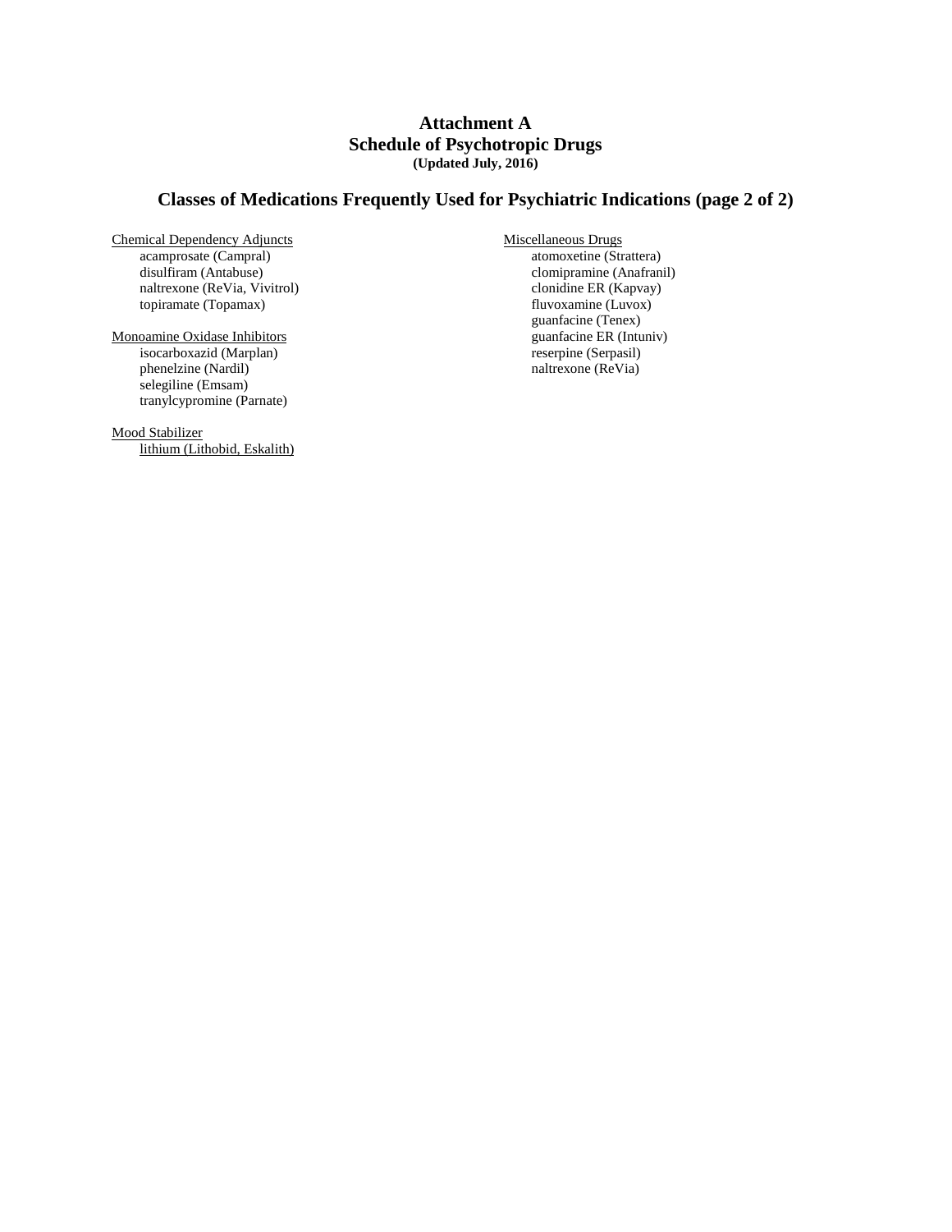# Attachment A
# Schedule of Psychotropic Drugs
**(Updated July, 2016)**

## Classes of Medications Frequently Used for Psychiatric Indications (page 2 of 2)

Chemical Dependency Adjuncts
- acamprosate (Campral)
- disulfiram (Antabuse)
- naltrexone (ReVia, Vivitrol)
- topiramate (Topamax)

Monoamine Oxidase Inhibitors
- isocarboxazid (Marplan)
- phenelzine (Nardil)
- selegiline (Emsam)
- tranylcypromine (Parnate)

Mood Stabilizer
- lithium (Lithobid, Eskalith)

Miscellaneous Drugs
- atomoxetine (Strattera)
- clomipramine (Anafranil)
- clonidine ER (Kapvay)
- fluvoxamine (Luvox)
- guanfacine (Tenex)
- guanfacine ER (Intuniv)
- reserpine (Serpasil)
- naltrexone (ReVia)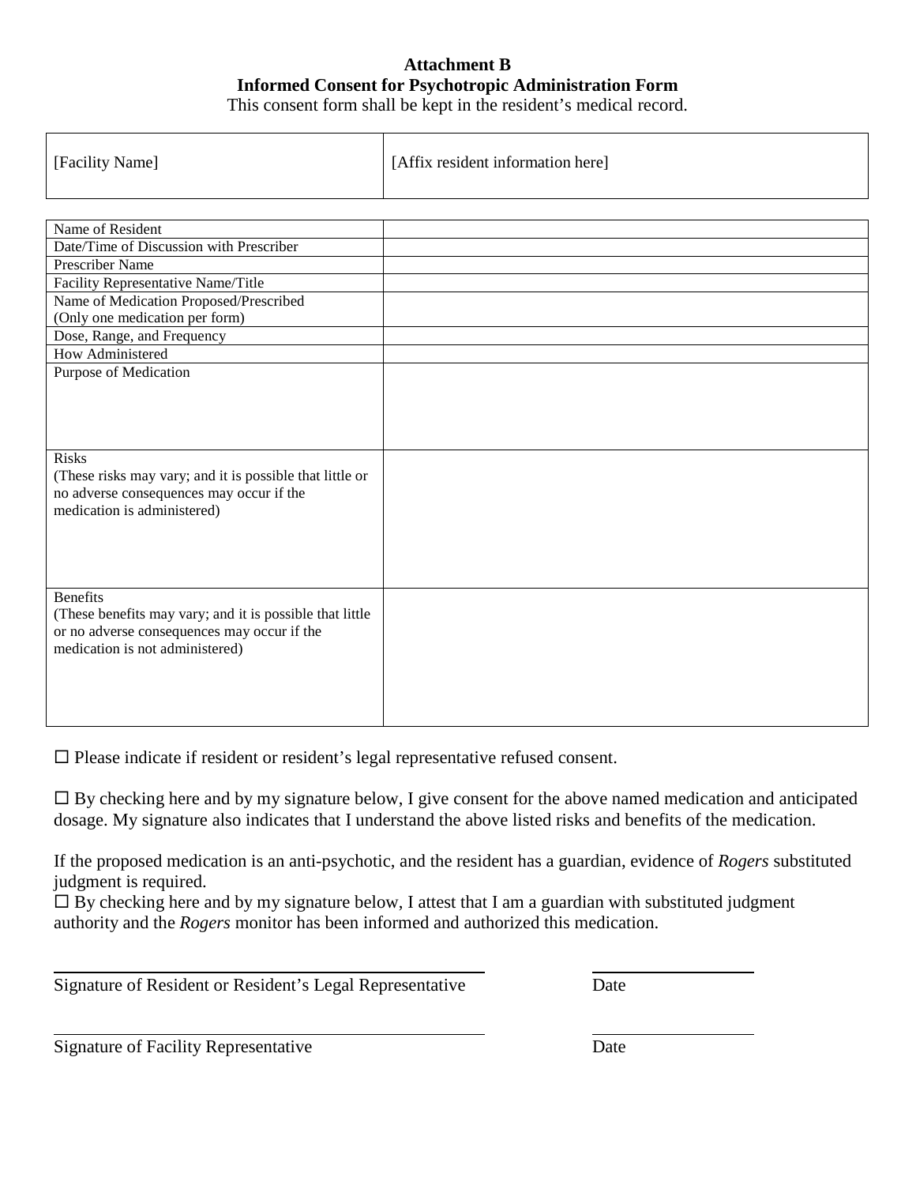**Attachment B**
**Informed Consent for Psychotropic Administration Form**

This consent form shall be kept in the resident's medical record.

| | |
|---|---|
| [Facility Name] | [Affix resident information here] |

| | |
|---|---|
| Name of Resident | |
| Date/Time of Discussion with Prescriber | |
| Prescriber Name | |
| Facility Representative Name/Title | |
| Name of Medication Proposed/Prescribed (Only one medication per form) | |
| Dose, Range, and Frequency | |
| How Administered | |
| Purpose of Medication | |
| Risks (These risks may vary; and it is possible that little or no adverse consequences may occur if the medication is administered) | |
| Benefits (These benefits may vary; and it is possible that little or no adverse consequences may occur if the medication is not administered) | |

☐ Please indicate if resident or resident's legal representative refused consent.

☐ By checking here and by my signature below, I give consent for the above named medication and anticipated dosage. My signature also indicates that I understand the above listed risks and benefits of the medication.

If the proposed medication is an anti-psychotic, and the resident has a guardian, evidence of *Rogers* substituted judgment is required.

☐ By checking here and by my signature below, I attest that I am a guardian with substituted judgment authority and the *Rogers* monitor has been informed and authorized this medication.

______________________________________________ ________________

Signature of Resident or Resident's Legal Representative Date

______________________________________________ ________________

Signature of Facility Representative Date